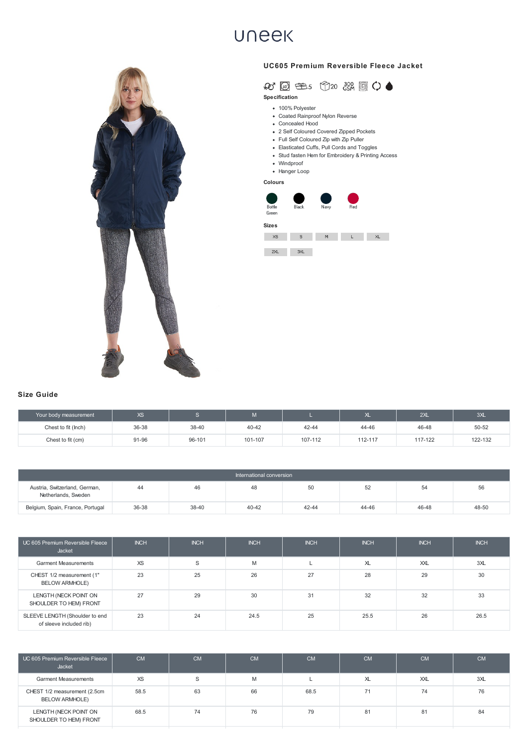uneek

## UC605 Premium Reversible Fleece Jacket

5 20 300 GSM

### Specification

- 100% Polyester
- Coated Rainproof Nylon Reverse
- Concealed Hood
- 2 Self Coloured Covered Zipped Pockets
- Full Self Coloured Zip with Zip Puller
- Elasticated Cuffs, Pull Cords and Toggles
- Stud fasten Hem for Embroidery & Printing Access
- Windproof
- Hanger Loop

### Colours

Bottle Green, Black, Navy, Red

### Sizes

XS, S, M, L, XL, 2XL, 3XL

## Size Guide

| Your body measurement | XS | S | M | L | XL | 2XL | 3XL |
|---|---|---|---|---|---|---|---|
| Chest to fit (Inch) | 36-38 | 38-40 | 40-42 | 42-44 | 44-46 | 46-48 | 50-52 |
| Chest to fit (cm) | 91-96 | 96-101 | 101-107 | 107-112 | 112-117 | 117-122 | 122-132 |

| International conversion | | | | | | | |
|---|---|---|---|---|---|---|---|
| Austria, Switzerland, German, Netherlands, Sweden | 44 | 46 | 48 | 50 | 52 | 54 | 56 |
| Belgium, Spain, France, Portugal | 36-38 | 38-40 | 40-42 | 42-44 | 44-46 | 46-48 | 48-50 |

| UC 605 Premium Reversible Fleece Jacket | INCH | INCH | INCH | INCH | INCH | INCH | INCH |
|---|---|---|---|---|---|---|---|
| Garment Measurements | XS | S | M | L | XL | XXL | 3XL |
| CHEST 1/2 measurement (1" BELOW ARMHOLE) | 23 | 25 | 26 | 27 | 28 | 29 | 30 |
| LENGTH (NECK POINT ON SHOULDER TO HEM) FRONT | 27 | 29 | 30 | 31 | 32 | 32 | 33 |
| SLEEVE LENGTH (Shoulder to end of sleeve included rib) | 23 | 24 | 24.5 | 25 | 25.5 | 26 | 26.5 |

| UC 605 Premium Reversible Fleece Jacket | CM | CM | CM | CM | CM | CM | CM |
|---|---|---|---|---|---|---|---|
| Garment Measurements | XS | S | M | L | XL | XXL | 3XL |
| CHEST 1/2 measurement (2.5cm BELOW ARMHOLE) | 58.5 | 63 | 66 | 68.5 | 71 | 74 | 76 |
| LENGTH (NECK POINT ON SHOULDER TO HEM) FRONT | 68.5 | 74 | 76 | 79 | 81 | 81 | 84 |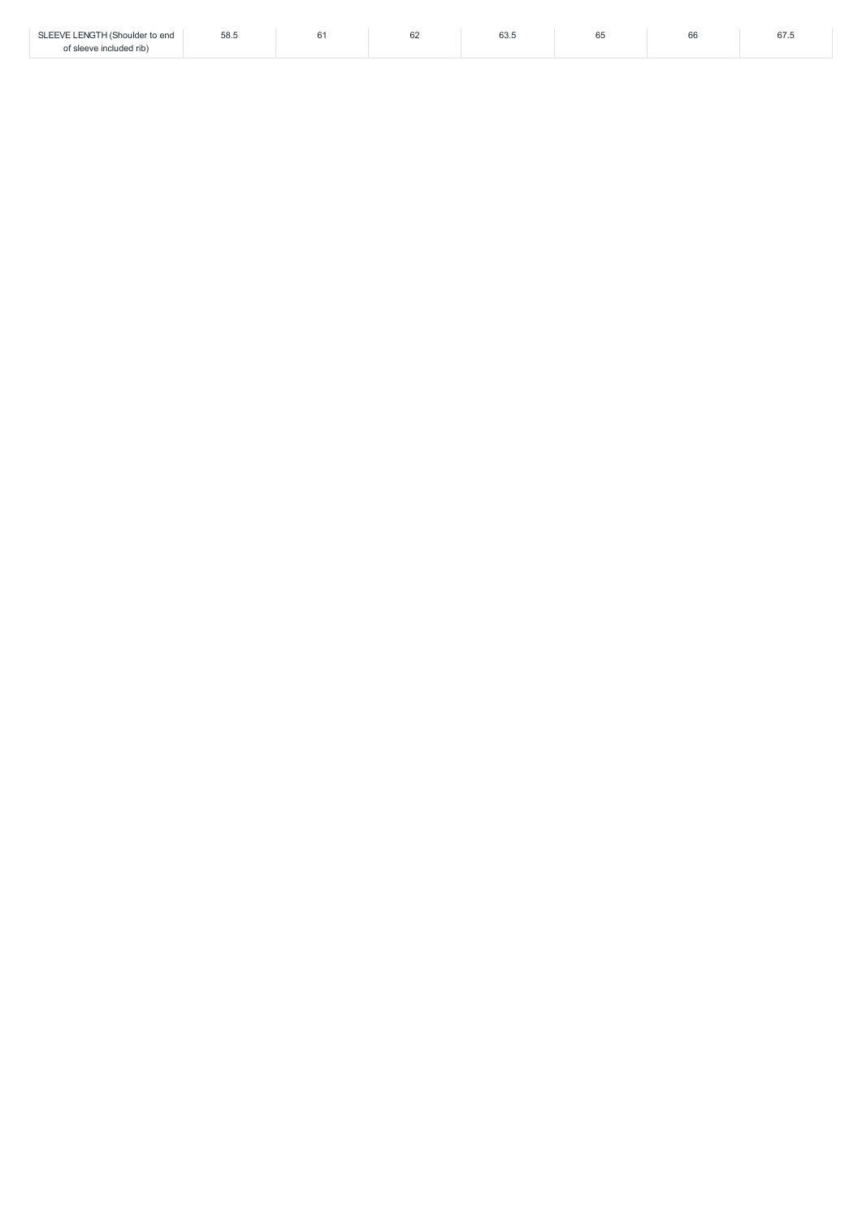| | | | | | | | |
|---|---|---|---|---|---|---|---|
| SLEEVE LENGTH (Shoulder to end of sleeve included rib) | 58.5 | 61 | 62 | 63.5 | 65 | 66 | 67.5 |